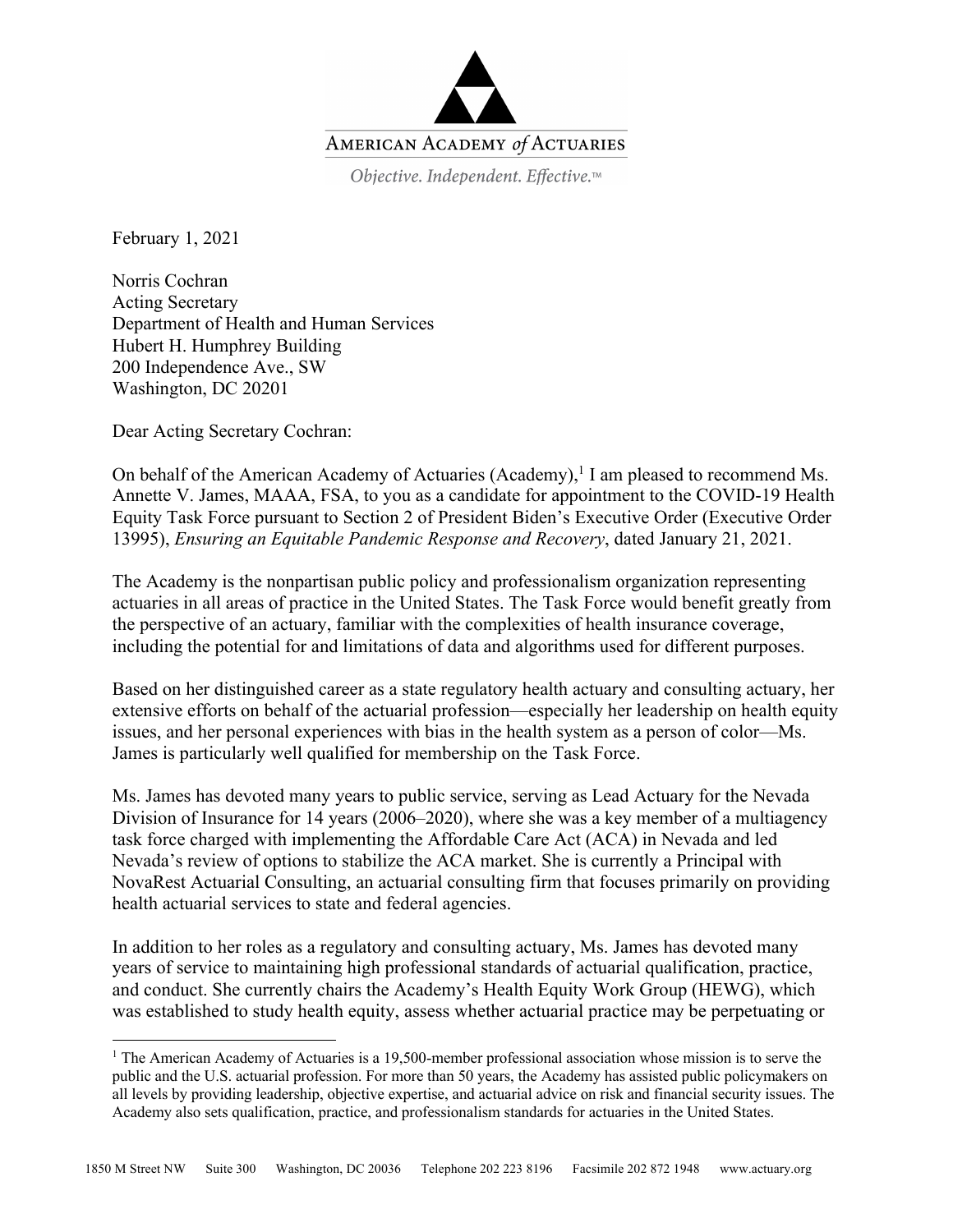AMERICAN ACADEMY *of* ACTUARIES

*Objective. Independent. Effective.*™

February 1, 2021

Norris Cochran
Acting Secretary
Department of Health and Human Services
Hubert H. Humphrey Building
200 Independence Ave., SW
Washington, DC 20201

Dear Acting Secretary Cochran:

On behalf of the American Academy of Actuaries (Academy),[1] I am pleased to recommend Ms. Annette V. James, MAAA, FSA, to you as a candidate for appointment to the COVID-19 Health Equity Task Force pursuant to Section 2 of President Biden's Executive Order (Executive Order 13995), *Ensuring an Equitable Pandemic Response and Recovery*, dated January 21, 2021.

The Academy is the nonpartisan public policy and professionalism organization representing actuaries in all areas of practice in the United States. The Task Force would benefit greatly from the perspective of an actuary, familiar with the complexities of health insurance coverage, including the potential for and limitations of data and algorithms used for different purposes.

Based on her distinguished career as a state regulatory health actuary and consulting actuary, her extensive efforts on behalf of the actuarial profession—especially her leadership on health equity issues, and her personal experiences with bias in the health system as a person of color—Ms. James is particularly well qualified for membership on the Task Force.

Ms. James has devoted many years to public service, serving as Lead Actuary for the Nevada Division of Insurance for 14 years (2006–2020), where she was a key member of a multiagency task force charged with implementing the Affordable Care Act (ACA) in Nevada and led Nevada's review of options to stabilize the ACA market. She is currently a Principal with NovaRest Actuarial Consulting, an actuarial consulting firm that focuses primarily on providing health actuarial services to state and federal agencies.

In addition to her roles as a regulatory and consulting actuary, Ms. James has devoted many years of service to maintaining high professional standards of actuarial qualification, practice, and conduct. She currently chairs the Academy's Health Equity Work Group (HEWG), which was established to study health equity, assess whether actuarial practice may be perpetuating or

---

[1] The American Academy of Actuaries is a 19,500-member professional association whose mission is to serve the public and the U.S. actuarial profession. For more than 50 years, the Academy has assisted public policymakers on all levels by providing leadership, objective expertise, and actuarial advice on risk and financial security issues. The Academy also sets qualification, practice, and professionalism standards for actuaries in the United States.

1850 M Street NW Suite 300 Washington, DC 20036 Telephone 202 223 8196 Facsimile 202 872 1948 www.actuary.org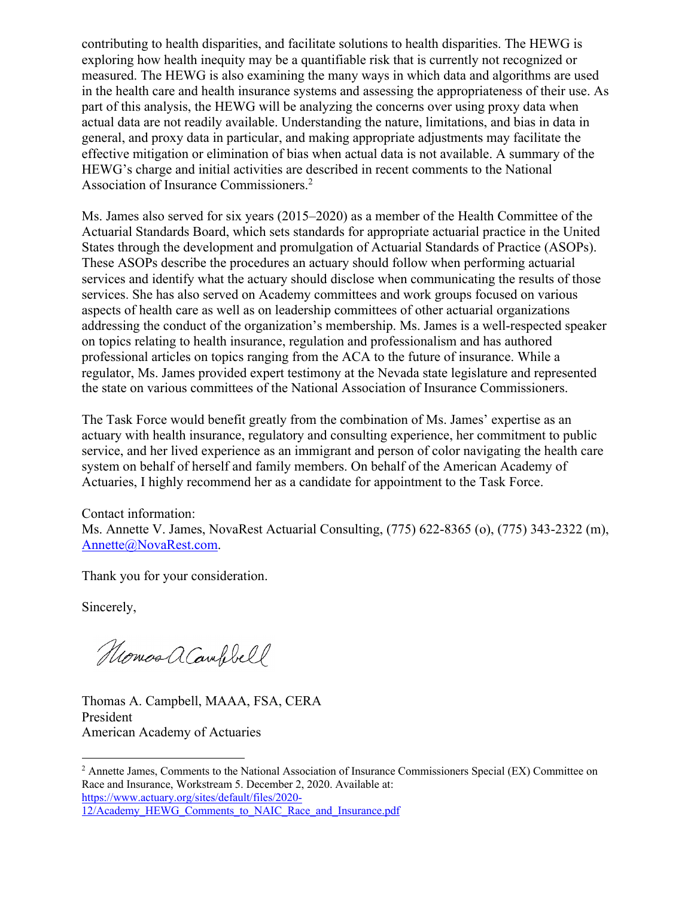contributing to health disparities, and facilitate solutions to health disparities. The HEWG is exploring how health inequity may be a quantifiable risk that is currently not recognized or measured. The HEWG is also examining the many ways in which data and algorithms are used in the health care and health insurance systems and assessing the appropriateness of their use. As part of this analysis, the HEWG will be analyzing the concerns over using proxy data when actual data are not readily available. Understanding the nature, limitations, and bias in data in general, and proxy data in particular, and making appropriate adjustments may facilitate the effective mitigation or elimination of bias when actual data is not available. A summary of the HEWG's charge and initial activities are described in recent comments to the National Association of Insurance Commissioners.[2]

Ms. James also served for six years (2015–2020) as a member of the Health Committee of the Actuarial Standards Board, which sets standards for appropriate actuarial practice in the United States through the development and promulgation of Actuarial Standards of Practice (ASOPs). These ASOPs describe the procedures an actuary should follow when performing actuarial services and identify what the actuary should disclose when communicating the results of those services. She has also served on Academy committees and work groups focused on various aspects of health care as well as on leadership committees of other actuarial organizations addressing the conduct of the organization's membership. Ms. James is a well-respected speaker on topics relating to health insurance, regulation and professionalism and has authored professional articles on topics ranging from the ACA to the future of insurance. While a regulator, Ms. James provided expert testimony at the Nevada state legislature and represented the state on various committees of the National Association of Insurance Commissioners.

The Task Force would benefit greatly from the combination of Ms. James' expertise as an actuary with health insurance, regulatory and consulting experience, her commitment to public service, and her lived experience as an immigrant and person of color navigating the health care system on behalf of herself and family members. On behalf of the American Academy of Actuaries, I highly recommend her as a candidate for appointment to the Task Force.

Contact information:
Ms. Annette V. James, NovaRest Actuarial Consulting, (775) 622-8365 (o), (775) 343-2322 (m), Annette@NovaRest.com.

Thank you for your consideration.

Sincerely,

Thomas A. Campbell, MAAA, FSA, CERA
President
American Academy of Actuaries

---

[2] Annette James, Comments to the National Association of Insurance Commissioners Special (EX) Committee on Race and Insurance, Workstream 5. December 2, 2020. Available at: https://www.actuary.org/sites/default/files/2020-12/Academy_HEWG_Comments_to_NAIC_Race_and_Insurance.pdf